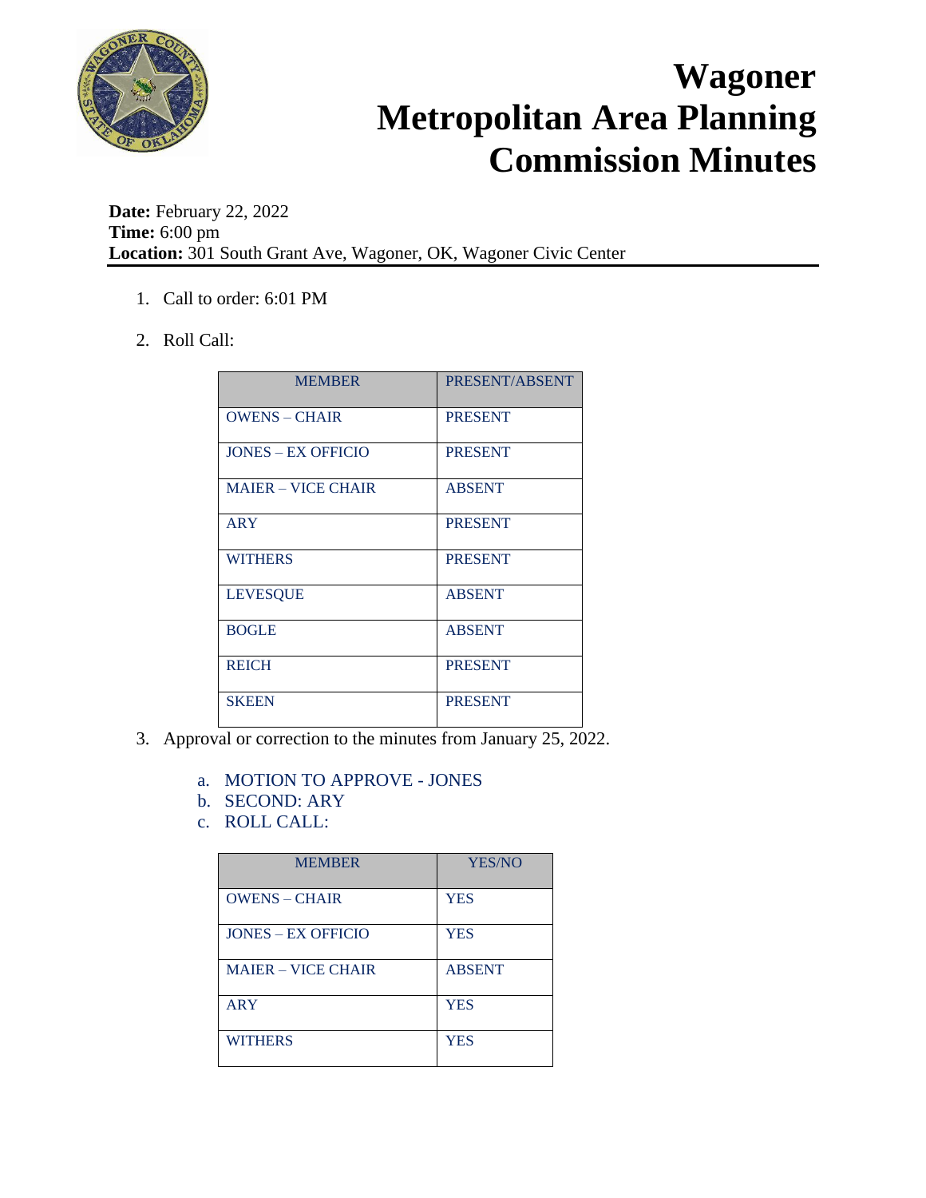# Wagoner Metropolitan Area Planning Commission Minutes

**Date:** February 22, 2022
**Time:** 6:00 pm
**Location:** 301 South Grant Ave, Wagoner, OK, Wagoner Civic Center

1. Call to order: 6:01 PM

2. Roll Call:

| MEMBER | PRESENT/ABSENT |
|---|---|
| OWENS – CHAIR | PRESENT |
| JONES – EX OFFICIO | PRESENT |
| MAIER – VICE CHAIR | ABSENT |
| ARY | PRESENT |
| WITHERS | PRESENT |
| LEVESQUE | ABSENT |
| BOGLE | ABSENT |
| REICH | PRESENT |
| SKEEN | PRESENT |

3. Approval or correction to the minutes from January 25, 2022.

   a. MOTION TO APPROVE - JONES
   b. SECOND: ARY
   c. ROLL CALL:

| MEMBER | YES/NO |
|---|---|
| OWENS – CHAIR | YES |
| JONES – EX OFFICIO | YES |
| MAIER – VICE CHAIR | ABSENT |
| ARY | YES |
| WITHERS | YES |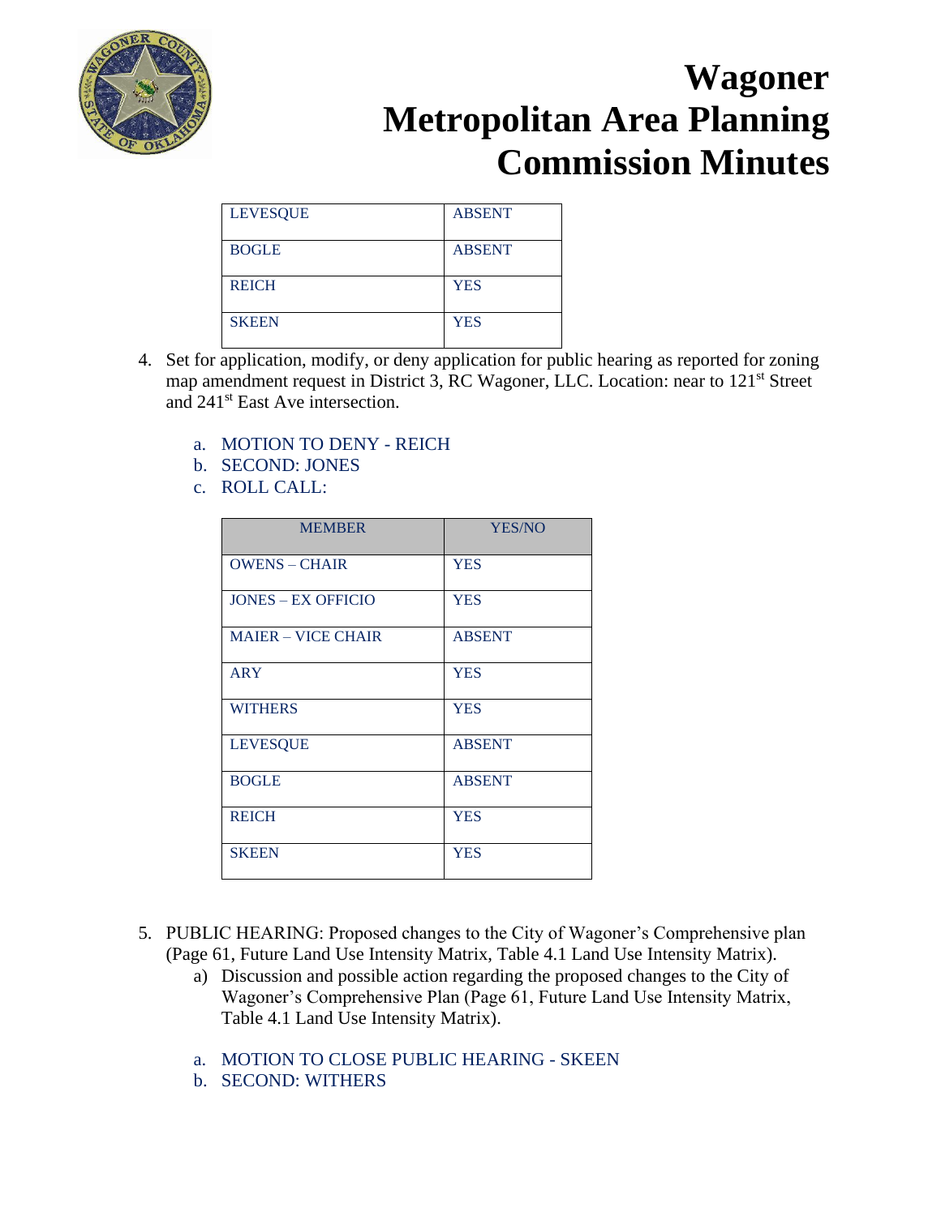# Wagoner Metropolitan Area Planning Commission Minutes

| | |
|---|---|
| LEVESQUE | ABSENT |
| BOGLE | ABSENT |
| REICH | YES |
| SKEEN | YES |

4. Set for application, modify, or deny application for public hearing as reported for zoning map amendment request in District 3, RC Wagoner, LLC. Location: near to 121st Street and 241st East Ave intersection.

   a. MOTION TO DENY - REICH
   b. SECOND: JONES
   c. ROLL CALL:

| MEMBER | YES/NO |
|---|---|
| OWENS – CHAIR | YES |
| JONES – EX OFFICIO | YES |
| MAIER – VICE CHAIR | ABSENT |
| ARY | YES |
| WITHERS | YES |
| LEVESQUE | ABSENT |
| BOGLE | ABSENT |
| REICH | YES |
| SKEEN | YES |

5. PUBLIC HEARING: Proposed changes to the City of Wagoner's Comprehensive plan (Page 61, Future Land Use Intensity Matrix, Table 4.1 Land Use Intensity Matrix).
   a) Discussion and possible action regarding the proposed changes to the City of Wagoner's Comprehensive Plan (Page 61, Future Land Use Intensity Matrix, Table 4.1 Land Use Intensity Matrix).

   a. MOTION TO CLOSE PUBLIC HEARING - SKEEN
   b. SECOND: WITHERS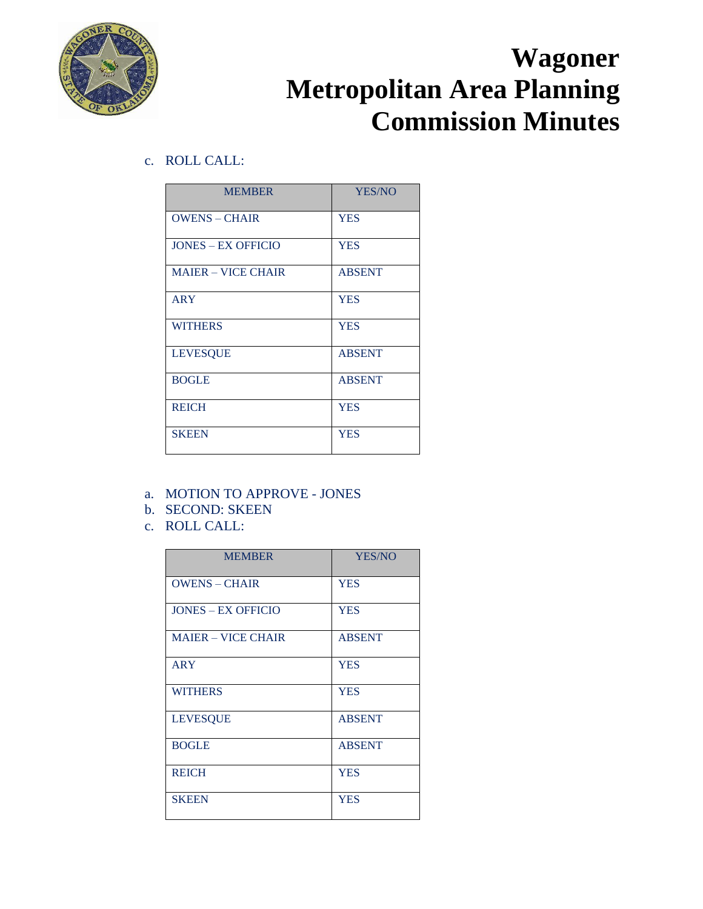# Wagoner Metropolitan Area Planning Commission Minutes

c. ROLL CALL:

| MEMBER | YES/NO |
|---|---|
| OWENS – CHAIR | YES |
| JONES – EX OFFICIO | YES |
| MAIER – VICE CHAIR | ABSENT |
| ARY | YES |
| WITHERS | YES |
| LEVESQUE | ABSENT |
| BOGLE | ABSENT |
| REICH | YES |
| SKEEN | YES |

a. MOTION TO APPROVE - JONES
b. SECOND: SKEEN
c. ROLL CALL:

| MEMBER | YES/NO |
|---|---|
| OWENS – CHAIR | YES |
| JONES – EX OFFICIO | YES |
| MAIER – VICE CHAIR | ABSENT |
| ARY | YES |
| WITHERS | YES |
| LEVESQUE | ABSENT |
| BOGLE | ABSENT |
| REICH | YES |
| SKEEN | YES |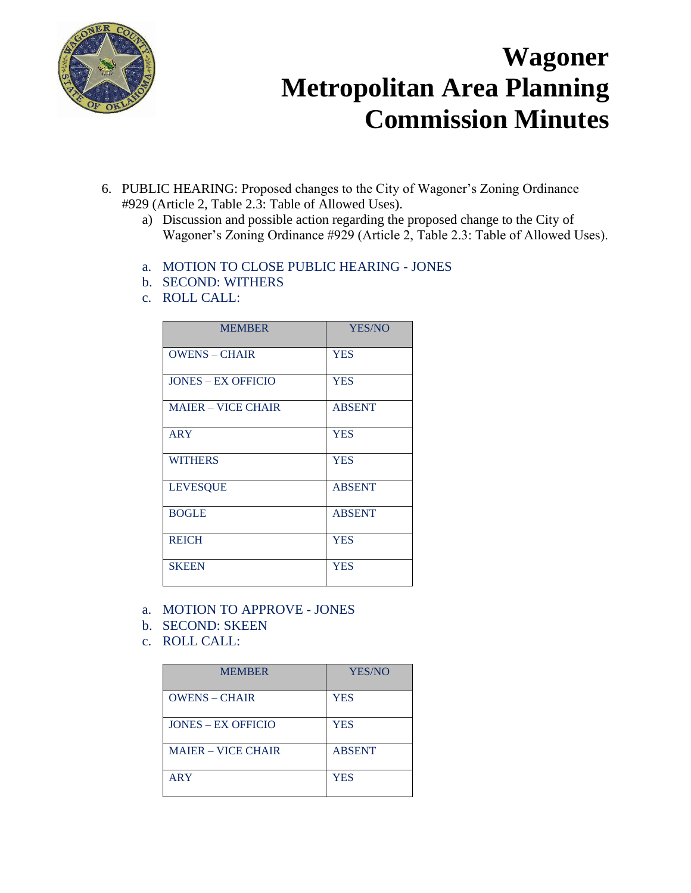# Wagoner Metropolitan Area Planning Commission Minutes

6. PUBLIC HEARING: Proposed changes to the City of Wagoner's Zoning Ordinance #929 (Article 2, Table 2.3: Table of Allowed Uses).
   a) Discussion and possible action regarding the proposed change to the City of Wagoner's Zoning Ordinance #929 (Article 2, Table 2.3: Table of Allowed Uses).

   a. MOTION TO CLOSE PUBLIC HEARING - JONES
   b. SECOND: WITHERS
   c. ROLL CALL:

| MEMBER | YES/NO |
|---|---|
| OWENS – CHAIR | YES |
| JONES – EX OFFICIO | YES |
| MAIER – VICE CHAIR | ABSENT |
| ARY | YES |
| WITHERS | YES |
| LEVESQUE | ABSENT |
| BOGLE | ABSENT |
| REICH | YES |
| SKEEN | YES |

   a. MOTION TO APPROVE - JONES
   b. SECOND: SKEEN
   c. ROLL CALL:

| MEMBER | YES/NO |
|---|---|
| OWENS – CHAIR | YES |
| JONES – EX OFFICIO | YES |
| MAIER – VICE CHAIR | ABSENT |
| ARY | YES |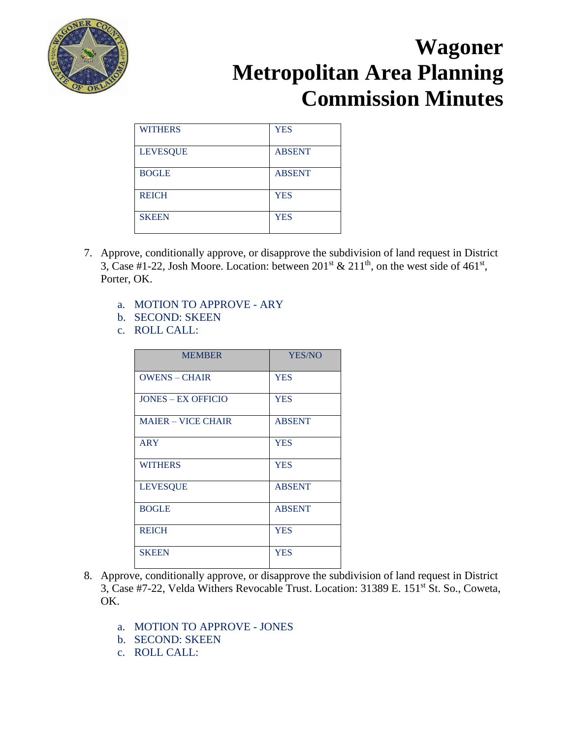# Wagoner Metropolitan Area Planning Commission Minutes

| WITHERS | YES |
|---|---|
| LEVESQUE | ABSENT |
| BOGLE | ABSENT |
| REICH | YES |
| SKEEN | YES |

7. Approve, conditionally approve, or disapprove the subdivision of land request in District 3, Case #1-22, Josh Moore. Location: between 201st & 211th, on the west side of 461st, Porter, OK.

   a. MOTION TO APPROVE - ARY
   b. SECOND: SKEEN
   c. ROLL CALL:

| MEMBER | YES/NO |
|---|---|
| OWENS – CHAIR | YES |
| JONES – EX OFFICIO | YES |
| MAIER – VICE CHAIR | ABSENT |
| ARY | YES |
| WITHERS | YES |
| LEVESQUE | ABSENT |
| BOGLE | ABSENT |
| REICH | YES |
| SKEEN | YES |

8. Approve, conditionally approve, or disapprove the subdivision of land request in District 3, Case #7-22, Velda Withers Revocable Trust. Location: 31389 E. 151st St. So., Coweta, OK.

   a. MOTION TO APPROVE - JONES
   b. SECOND: SKEEN
   c. ROLL CALL: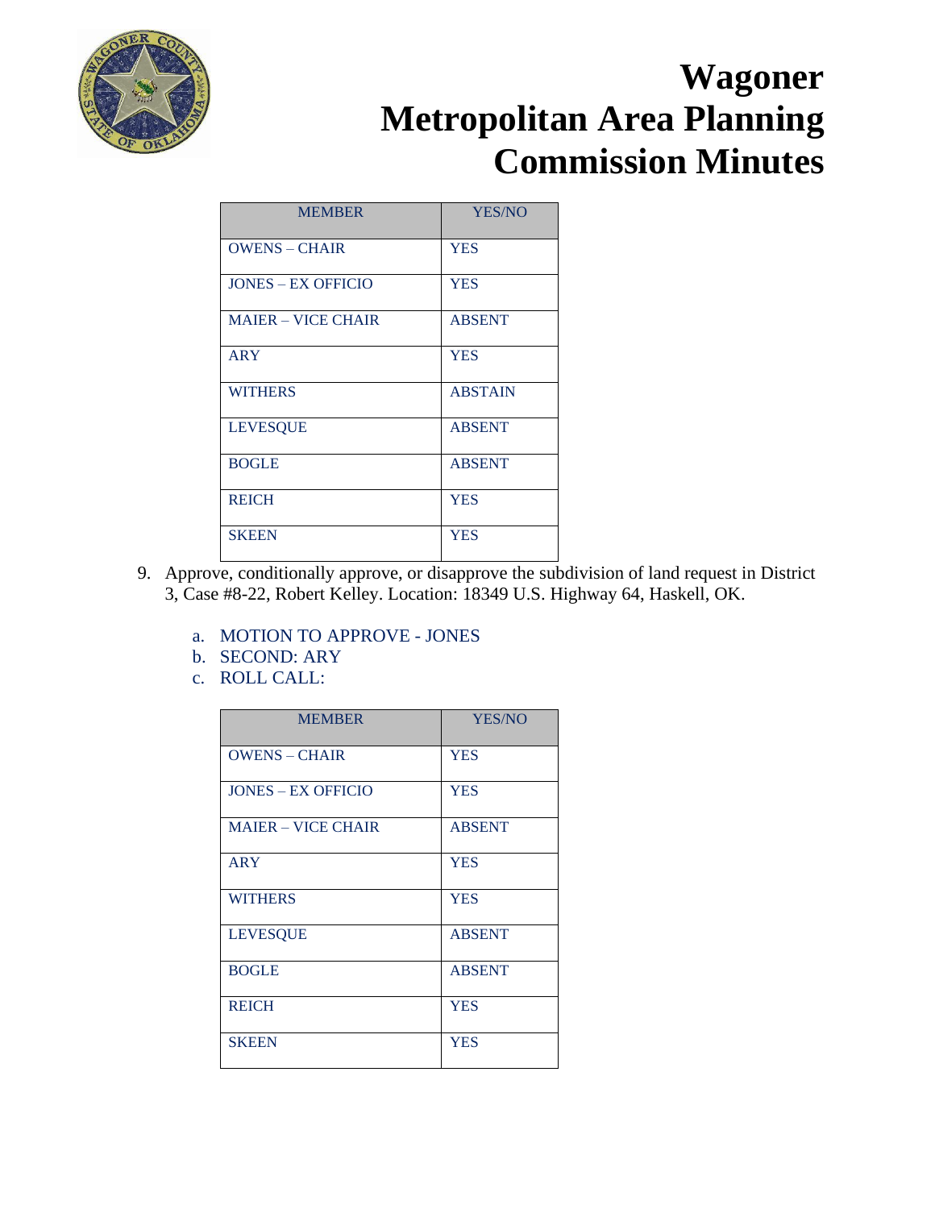# Wagoner Metropolitan Area Planning Commission Minutes

| MEMBER | YES/NO |
|---|---|
| OWENS – CHAIR | YES |
| JONES – EX OFFICIO | YES |
| MAIER – VICE CHAIR | ABSENT |
| ARY | YES |
| WITHERS | ABSTAIN |
| LEVESQUE | ABSENT |
| BOGLE | ABSENT |
| REICH | YES |
| SKEEN | YES |

9. Approve, conditionally approve, or disapprove the subdivision of land request in District 3, Case #8-22, Robert Kelley. Location: 18349 U.S. Highway 64, Haskell, OK.

   a. MOTION TO APPROVE - JONES
   b. SECOND: ARY
   c. ROLL CALL:

| MEMBER | YES/NO |
|---|---|
| OWENS – CHAIR | YES |
| JONES – EX OFFICIO | YES |
| MAIER – VICE CHAIR | ABSENT |
| ARY | YES |
| WITHERS | YES |
| LEVESQUE | ABSENT |
| BOGLE | ABSENT |
| REICH | YES |
| SKEEN | YES |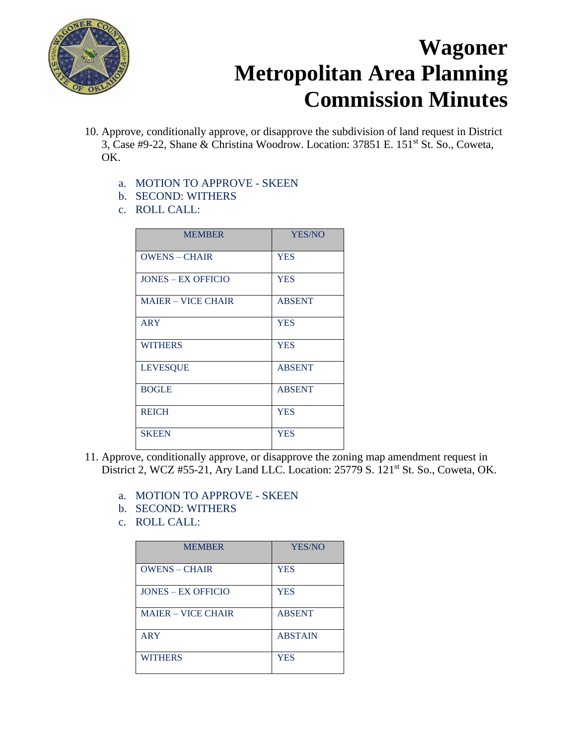# Wagoner Metropolitan Area Planning Commission Minutes

10. Approve, conditionally approve, or disapprove the subdivision of land request in District 3, Case #9-22, Shane & Christina Woodrow. Location: 37851 E. 151st St. So., Coweta, OK.

    a. MOTION TO APPROVE - SKEEN
    b. SECOND: WITHERS
    c. ROLL CALL:

| MEMBER | YES/NO |
|---|---|
| OWENS – CHAIR | YES |
| JONES – EX OFFICIO | YES |
| MAIER – VICE CHAIR | ABSENT |
| ARY | YES |
| WITHERS | YES |
| LEVESQUE | ABSENT |
| BOGLE | ABSENT |
| REICH | YES |
| SKEEN | YES |

11. Approve, conditionally approve, or disapprove the zoning map amendment request in District 2, WCZ #55-21, Ary Land LLC. Location: 25779 S. 121st St. So., Coweta, OK.

    a. MOTION TO APPROVE - SKEEN
    b. SECOND: WITHERS
    c. ROLL CALL:

| MEMBER | YES/NO |
|---|---|
| OWENS – CHAIR | YES |
| JONES – EX OFFICIO | YES |
| MAIER – VICE CHAIR | ABSENT |
| ARY | ABSTAIN |
| WITHERS | YES |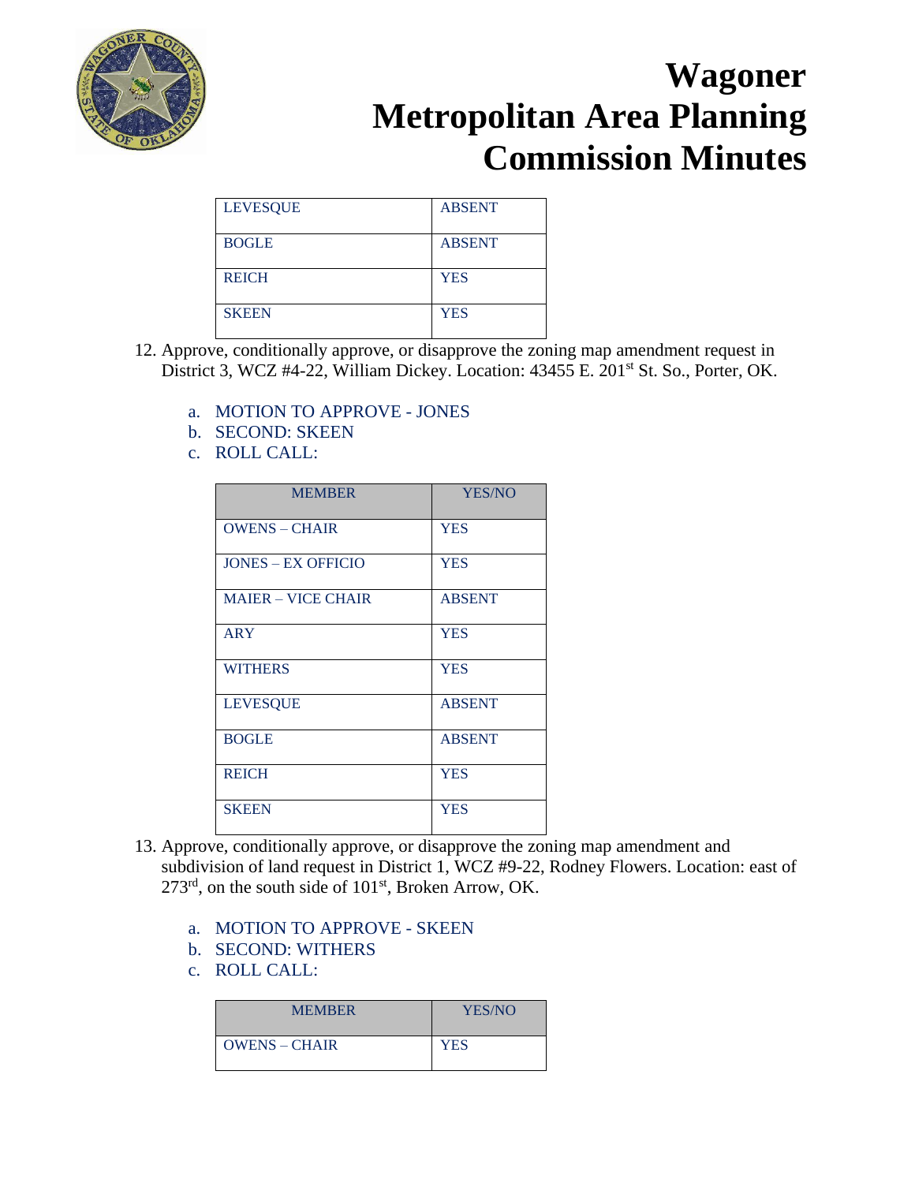# Wagoner Metropolitan Area Planning Commission Minutes

| | |
|---|---|
| LEVESQUE | ABSENT |
| BOGLE | ABSENT |
| REICH | YES |
| SKEEN | YES |

12. Approve, conditionally approve, or disapprove the zoning map amendment request in District 3, WCZ #4-22, William Dickey. Location: 43455 E. 201st St. So., Porter, OK.

    a. MOTION TO APPROVE - JONES
    b. SECOND: SKEEN
    c. ROLL CALL:

| MEMBER | YES/NO |
|---|---|
| OWENS – CHAIR | YES |
| JONES – EX OFFICIO | YES |
| MAIER – VICE CHAIR | ABSENT |
| ARY | YES |
| WITHERS | YES |
| LEVESQUE | ABSENT |
| BOGLE | ABSENT |
| REICH | YES |
| SKEEN | YES |

13. Approve, conditionally approve, or disapprove the zoning map amendment and subdivision of land request in District 1, WCZ #9-22, Rodney Flowers. Location: east of 273rd, on the south side of 101st, Broken Arrow, OK.

    a. MOTION TO APPROVE - SKEEN
    b. SECOND: WITHERS
    c. ROLL CALL:

| MEMBER | YES/NO |
|---|---|
| OWENS – CHAIR | YES |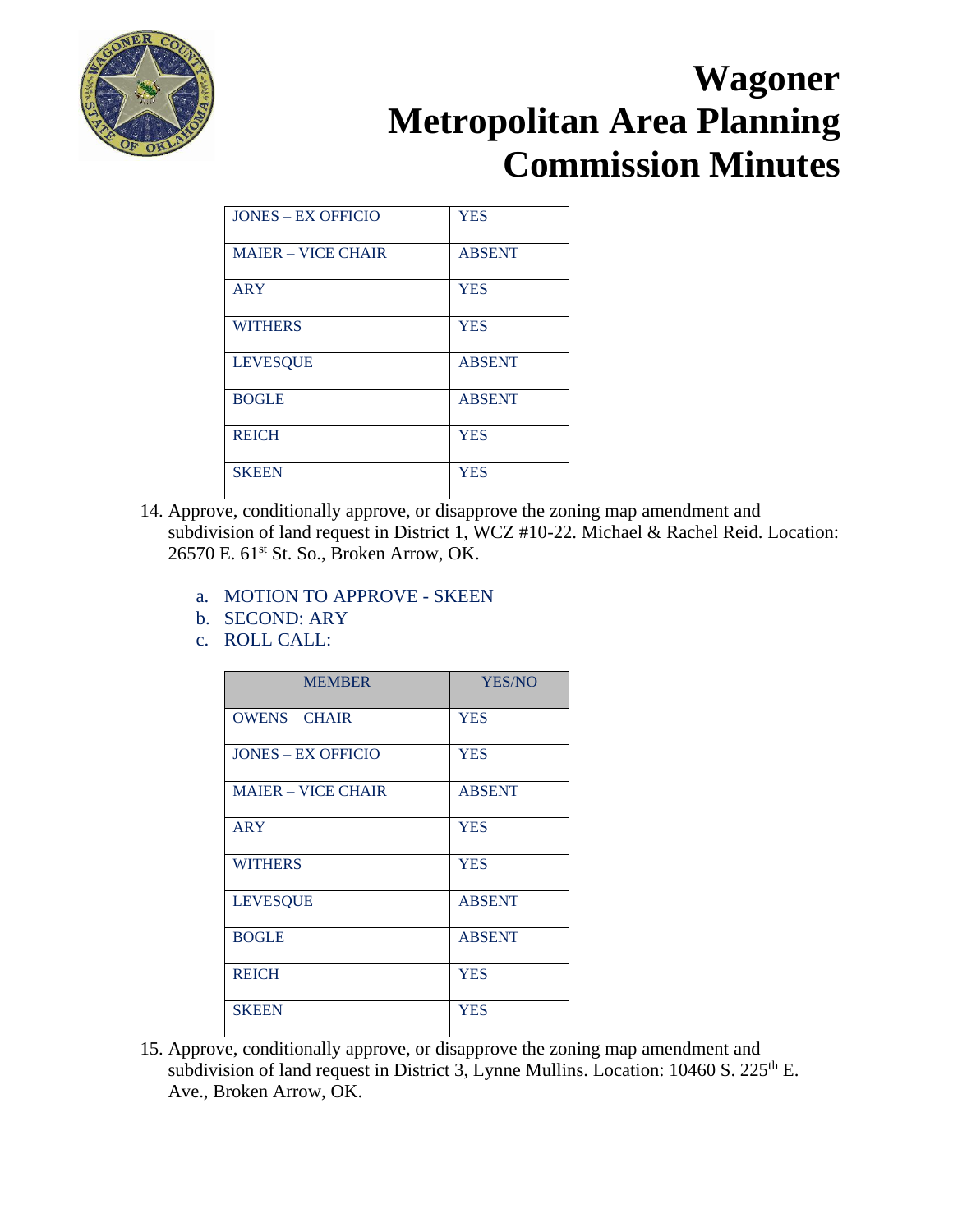# Wagoner Metropolitan Area Planning Commission Minutes

| JONES – EX OFFICIO | YES |
|---|---|
| MAIER – VICE CHAIR | ABSENT |
| ARY | YES |
| WITHERS | YES |
| LEVESQUE | ABSENT |
| BOGLE | ABSENT |
| REICH | YES |
| SKEEN | YES |

14. Approve, conditionally approve, or disapprove the zoning map amendment and subdivision of land request in District 1, WCZ #10-22. Michael & Rachel Reid. Location: 26570 E. 61st St. So., Broken Arrow, OK.

    a. MOTION TO APPROVE - SKEEN
    b. SECOND: ARY
    c. ROLL CALL:

| MEMBER | YES/NO |
|---|---|
| OWENS – CHAIR | YES |
| JONES – EX OFFICIO | YES |
| MAIER – VICE CHAIR | ABSENT |
| ARY | YES |
| WITHERS | YES |
| LEVESQUE | ABSENT |
| BOGLE | ABSENT |
| REICH | YES |
| SKEEN | YES |

15. Approve, conditionally approve, or disapprove the zoning map amendment and subdivision of land request in District 3, Lynne Mullins. Location: 10460 S. 225th E. Ave., Broken Arrow, OK.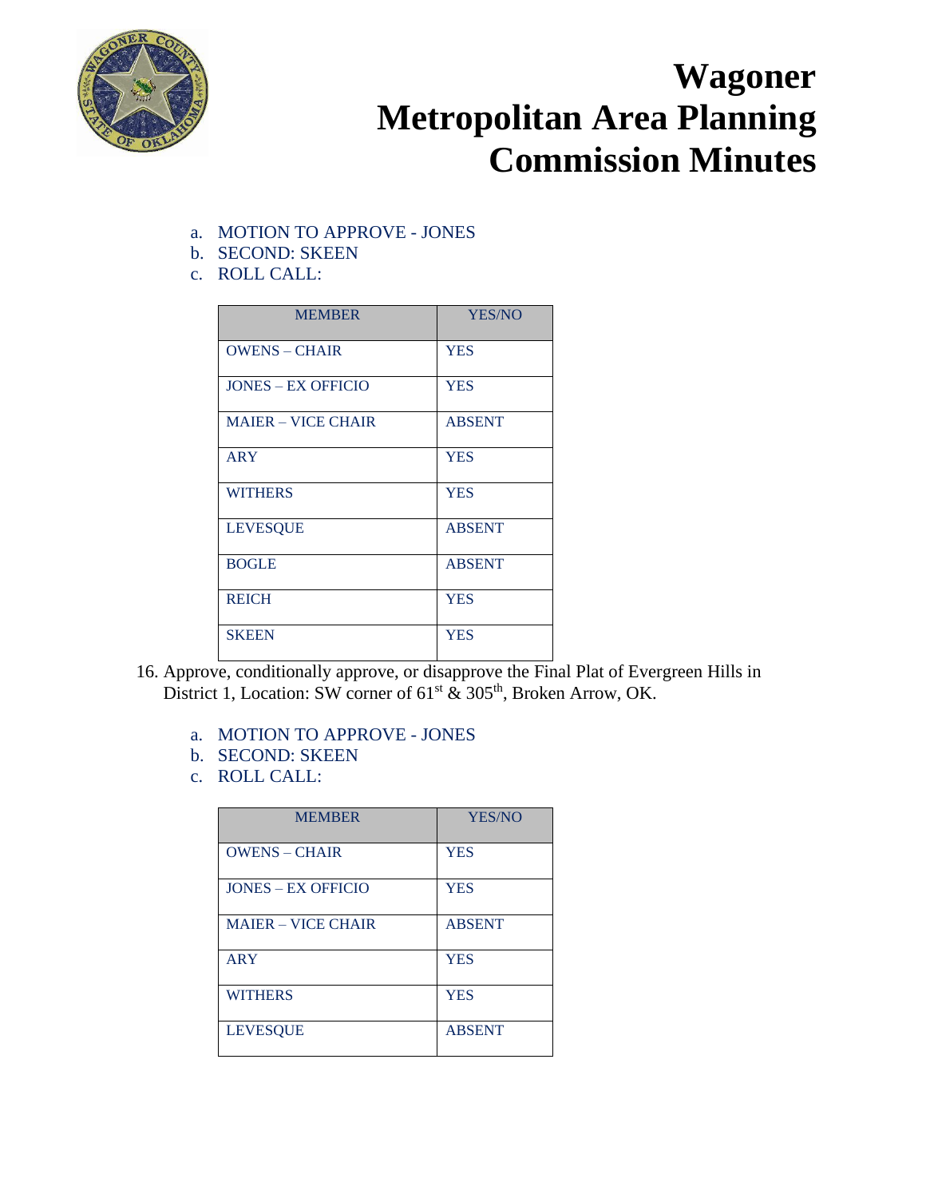a. MOTION TO APPROVE - JONES
b. SECOND: SKEEN
c. ROLL CALL:

| MEMBER | YES/NO |
|---|---|
| OWENS – CHAIR | YES |
| JONES – EX OFFICIO | YES |
| MAIER – VICE CHAIR | ABSENT |
| ARY | YES |
| WITHERS | YES |
| LEVESQUE | ABSENT |
| BOGLE | ABSENT |
| REICH | YES |
| SKEEN | YES |

16. Approve, conditionally approve, or disapprove the Final Plat of Evergreen Hills in District 1, Location: SW corner of 61st & 305th, Broken Arrow, OK.

    a. MOTION TO APPROVE - JONES
    b. SECOND: SKEEN
    c. ROLL CALL:

| MEMBER | YES/NO |
|---|---|
| OWENS – CHAIR | YES |
| JONES – EX OFFICIO | YES |
| MAIER – VICE CHAIR | ABSENT |
| ARY | YES |
| WITHERS | YES |
| LEVESQUE | ABSENT |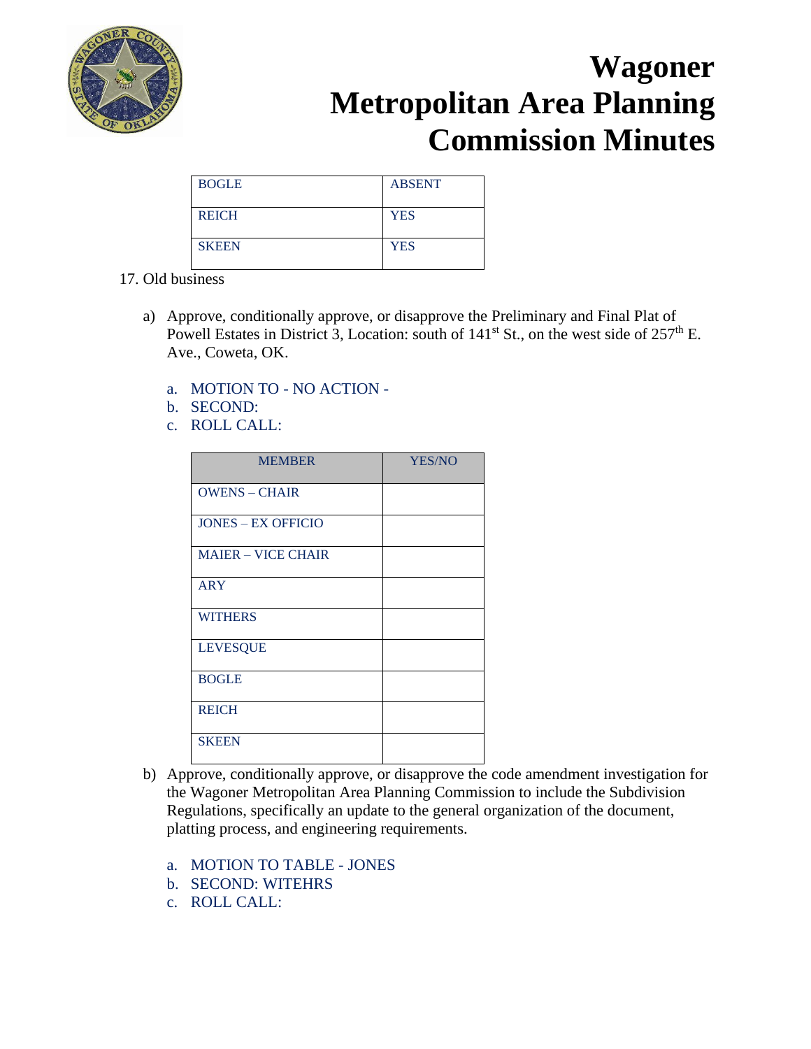| BOGLE | ABSENT |
|---|---|
| REICH | YES |
| SKEEN | YES |

17. Old business

   a) Approve, conditionally approve, or disapprove the Preliminary and Final Plat of Powell Estates in District 3, Location: south of 141st St., on the west side of 257th E. Ave., Coweta, OK.

      a. MOTION TO - NO ACTION -
      b. SECOND:
      c. ROLL CALL:

| MEMBER | YES/NO |
|---|---|
| OWENS – CHAIR | |
| JONES – EX OFFICIO | |
| MAIER – VICE CHAIR | |
| ARY | |
| WITHERS | |
| LEVESQUE | |
| BOGLE | |
| REICH | |
| SKEEN | |

   b) Approve, conditionally approve, or disapprove the code amendment investigation for the Wagoner Metropolitan Area Planning Commission to include the Subdivision Regulations, specifically an update to the general organization of the document, platting process, and engineering requirements.

      a. MOTION TO TABLE - JONES
      b. SECOND: WITEHRS
      c. ROLL CALL: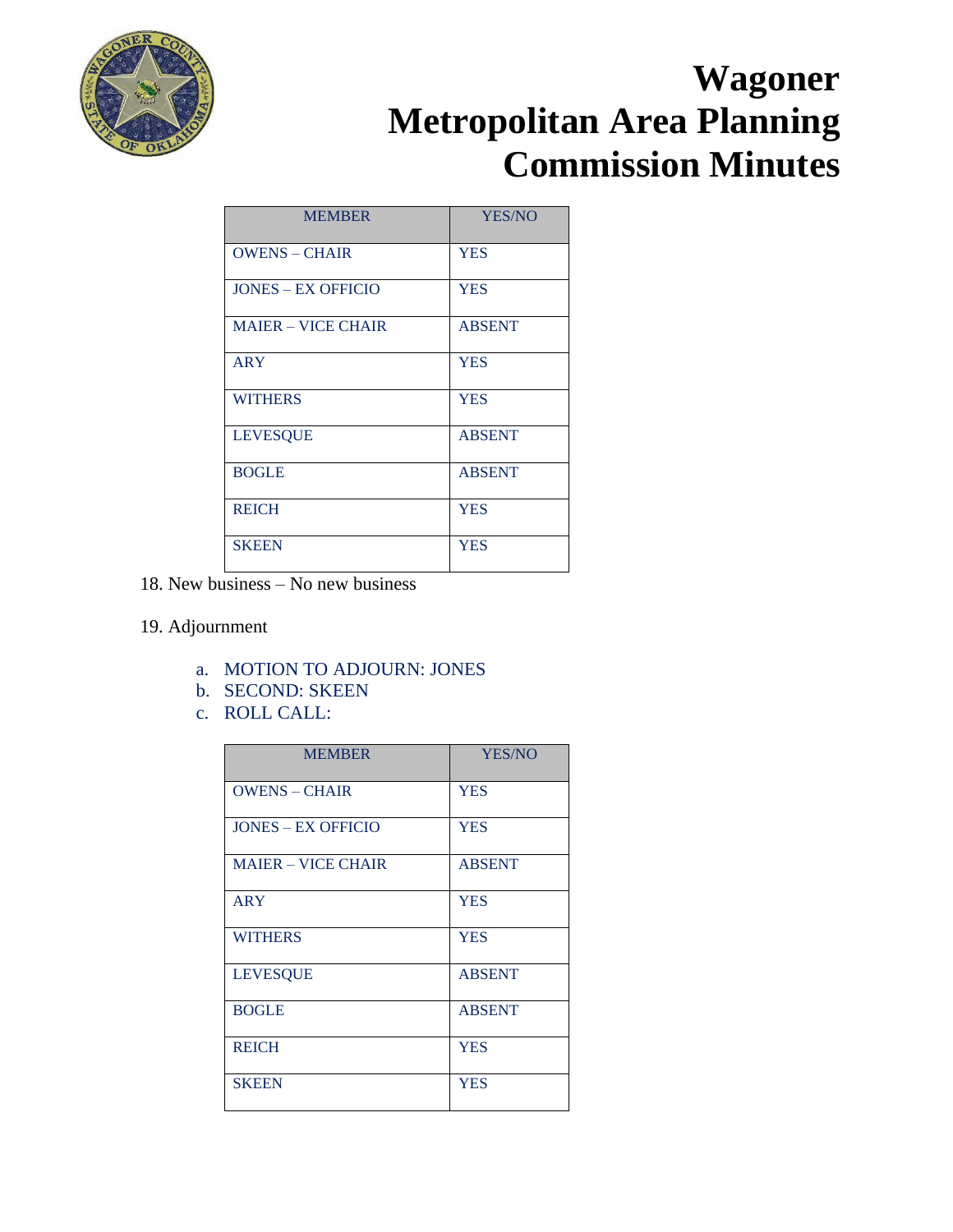# Wagoner Metropolitan Area Planning Commission Minutes

| MEMBER | YES/NO |
|---|---|
| OWENS – CHAIR | YES |
| JONES – EX OFFICIO | YES |
| MAIER – VICE CHAIR | ABSENT |
| ARY | YES |
| WITHERS | YES |
| LEVESQUE | ABSENT |
| BOGLE | ABSENT |
| REICH | YES |
| SKEEN | YES |

18. New business – No new business

19. Adjournment

   a. MOTION TO ADJOURN: JONES
   b. SECOND: SKEEN
   c. ROLL CALL:

| MEMBER | YES/NO |
|---|---|
| OWENS – CHAIR | YES |
| JONES – EX OFFICIO | YES |
| MAIER – VICE CHAIR | ABSENT |
| ARY | YES |
| WITHERS | YES |
| LEVESQUE | ABSENT |
| BOGLE | ABSENT |
| REICH | YES |
| SKEEN | YES |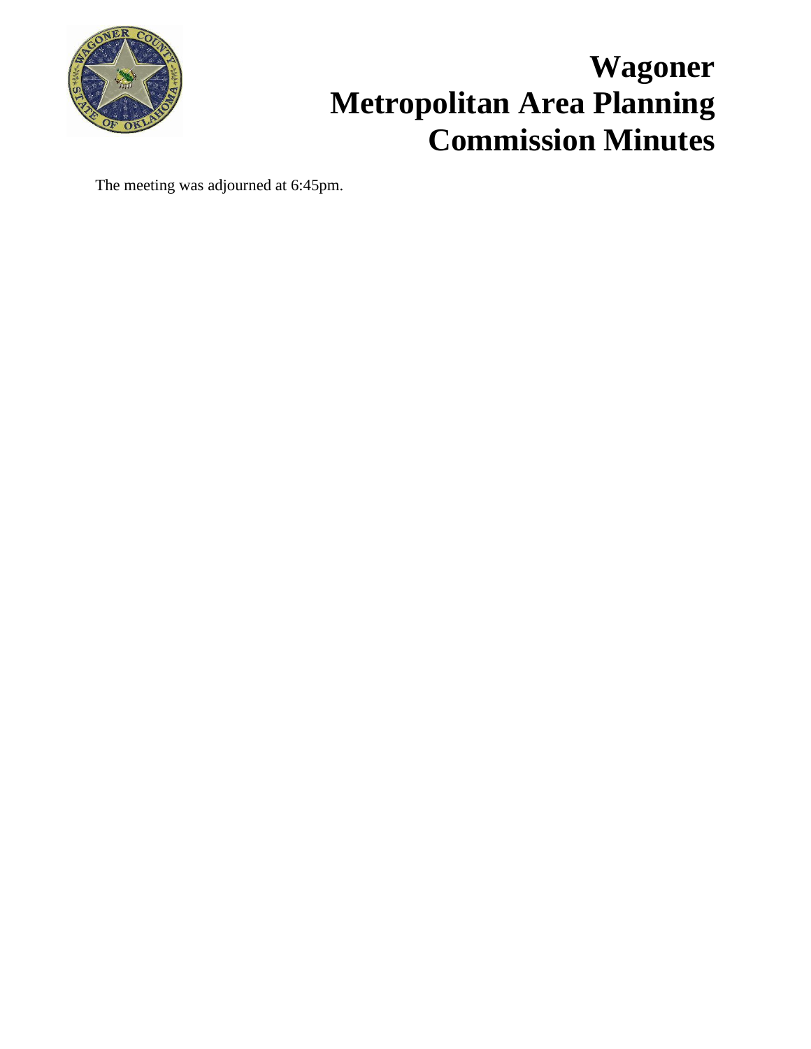The meeting was adjourned at 6:45pm.